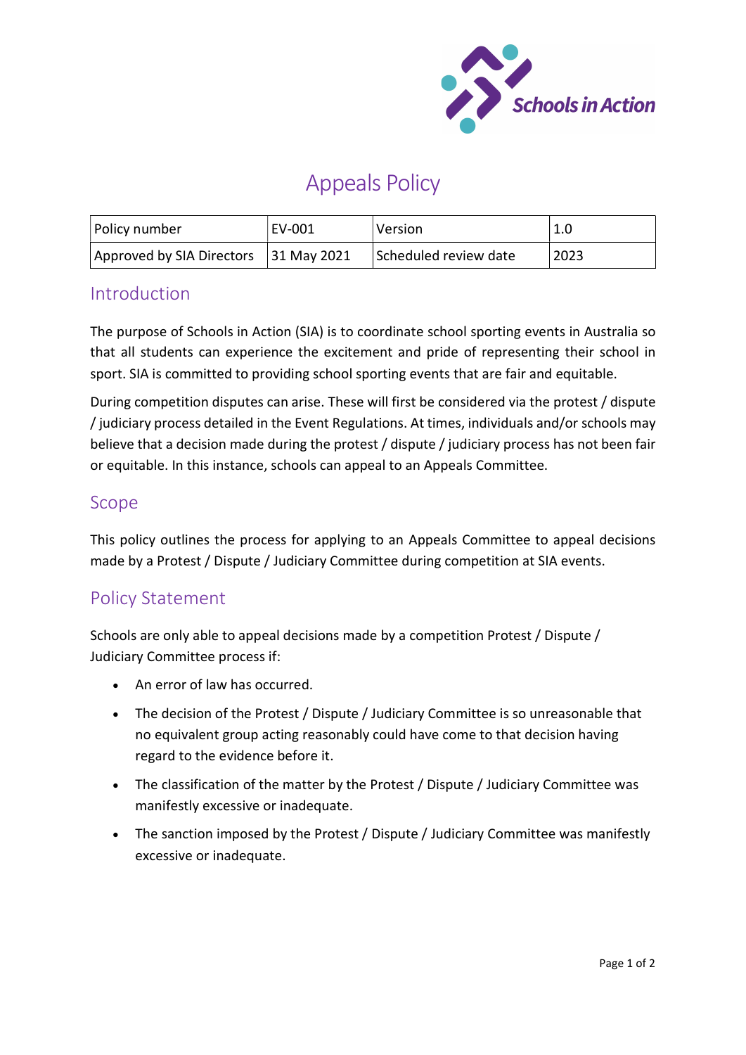# Appeals Policy

| Policy number | EV-001 | Version | 1.0 |
|---|---|---|---|
| Approved by SIA Directors | 31 May 2021 | Scheduled review date | 2023 |

## Introduction

The purpose of Schools in Action (SIA) is to coordinate school sporting events in Australia so that all students can experience the excitement and pride of representing their school in sport. SIA is committed to providing school sporting events that are fair and equitable.

During competition disputes can arise. These will first be considered via the protest / dispute / judiciary process detailed in the Event Regulations. At times, individuals and/or schools may believe that a decision made during the protest / dispute / judiciary process has not been fair or equitable. In this instance, schools can appeal to an Appeals Committee.

## Scope

This policy outlines the process for applying to an Appeals Committee to appeal decisions made by a Protest / Dispute / Judiciary Committee during competition at SIA events.

## Policy Statement

Schools are only able to appeal decisions made by a competition Protest / Dispute / Judiciary Committee process if:

- An error of law has occurred.
- The decision of the Protest / Dispute / Judiciary Committee is so unreasonable that no equivalent group acting reasonably could have come to that decision having regard to the evidence before it.
- The classification of the matter by the Protest / Dispute / Judiciary Committee was manifestly excessive or inadequate.
- The sanction imposed by the Protest / Dispute / Judiciary Committee was manifestly excessive or inadequate.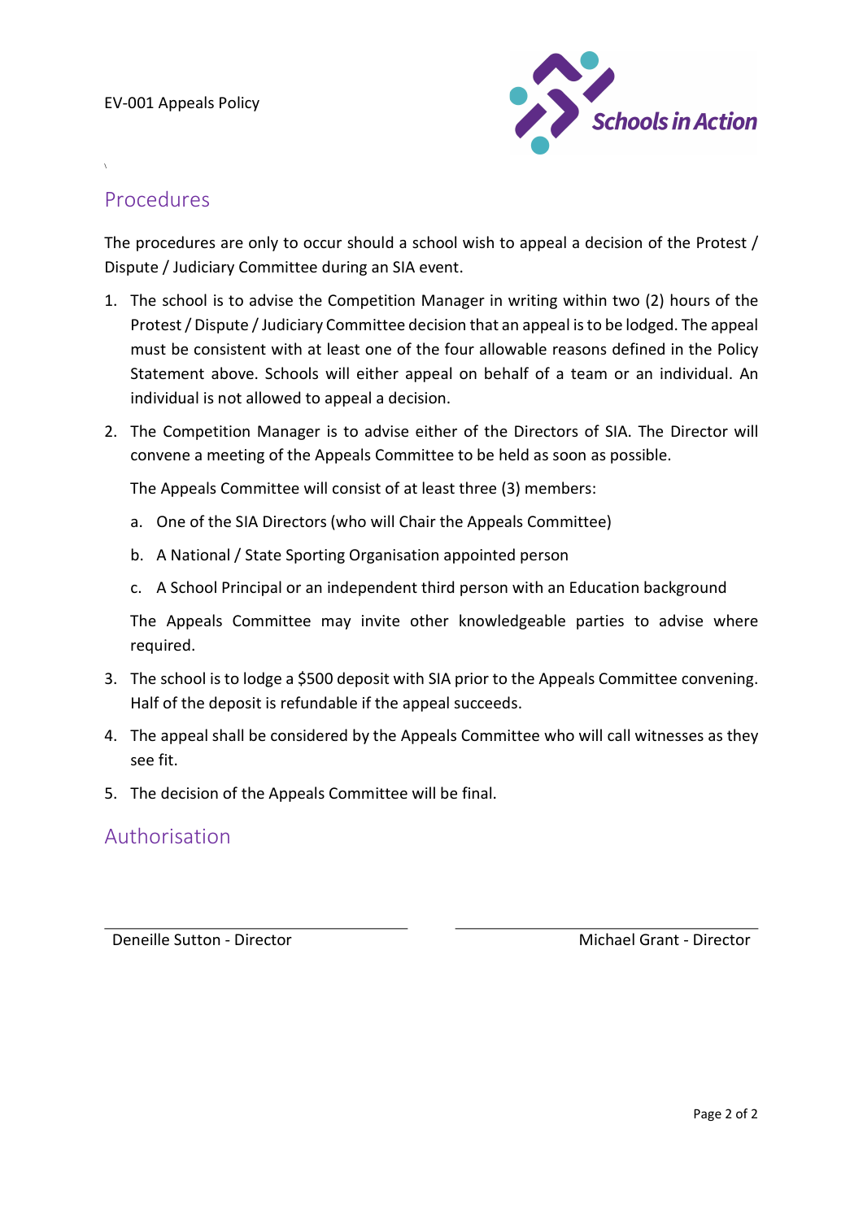## Procedures

The procedures are only to occur should a school wish to appeal a decision of the Protest / Dispute / Judiciary Committee during an SIA event.

1. The school is to advise the Competition Manager in writing within two (2) hours of the Protest / Dispute / Judiciary Committee decision that an appeal is to be lodged. The appeal must be consistent with at least one of the four allowable reasons defined in the Policy Statement above. Schools will either appeal on behalf of a team or an individual. An individual is not allowed to appeal a decision.
2. The Competition Manager is to advise either of the Directors of SIA. The Director will convene a meeting of the Appeals Committee to be held as soon as possible.

   The Appeals Committee will consist of at least three (3) members:

   a. One of the SIA Directors (who will Chair the Appeals Committee)

   b. A National / State Sporting Organisation appointed person

   c. A School Principal or an independent third person with an Education background

   The Appeals Committee may invite other knowledgeable parties to advise where required.
3. The school is to lodge a $500 deposit with SIA prior to the Appeals Committee convening. Half of the deposit is refundable if the appeal succeeds.
4. The appeal shall be considered by the Appeals Committee who will call witnesses as they see fit.
5. The decision of the Appeals Committee will be final.

## Authorisation

Deneille Sutton - Director

Michael Grant - Director